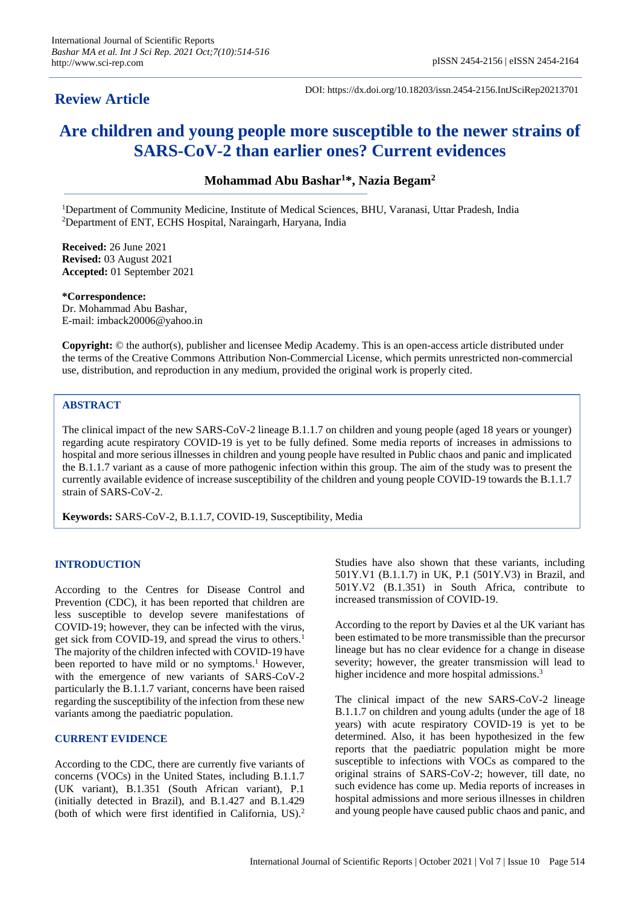**Review Article**

DOI: https://dx.doi.org/10.18203/issn.2454-2156.IntJSciRep20213701

# Are children and young people more susceptible to the newer strains of SARS-CoV-2 than earlier ones? Current evidences

**Mohammad Abu Bashar[1]*, Nazia Begam[2]**

[1]Department of Community Medicine, Institute of Medical Sciences, BHU, Varanasi, Uttar Pradesh, India
[2]Department of ENT, ECHS Hospital, Naraingarh, Haryana, India

**Received:** 26 June 2021
**Revised:** 03 August 2021
**Accepted:** 01 September 2021

***Correspondence:**
Dr. Mohammad Abu Bashar,
E-mail: imback20006@yahoo.in

**Copyright:** © the author(s), publisher and licensee Medip Academy. This is an open-access article distributed under the terms of the Creative Commons Attribution Non-Commercial License, which permits unrestricted non-commercial use, distribution, and reproduction in any medium, provided the original work is properly cited.

## ABSTRACT

The clinical impact of the new SARS-CoV-2 lineage B.1.1.7 on children and young people (aged 18 years or younger) regarding acute respiratory COVID-19 is yet to be fully defined. Some media reports of increases in admissions to hospital and more serious illnesses in children and young people have resulted in Public chaos and panic and implicated the B.1.1.7 variant as a cause of more pathogenic infection within this group. The aim of the study was to present the currently available evidence of increase susceptibility of the children and young people COVID-19 towards the B.1.1.7 strain of SARS-CoV-2.

**Keywords:** SARS-CoV-2, B.1.1.7, COVID-19, Susceptibility, Media

## INTRODUCTION

According to the Centres for Disease Control and Prevention (CDC), it has been reported that children are less susceptible to develop severe manifestations of COVID-19; however, they can be infected with the virus, get sick from COVID-19, and spread the virus to others.[1] The majority of the children infected with COVID-19 have been reported to have mild or no symptoms.[1] However, with the emergence of new variants of SARS-CoV-2 particularly the B.1.1.7 variant, concerns have been raised regarding the susceptibility of the infection from these new variants among the paediatric population.

## CURRENT EVIDENCE

According to the CDC, there are currently five variants of concerns (VOCs) in the United States, including B.1.1.7 (UK variant), B.1.351 (South African variant), P.1 (initially detected in Brazil), and B.1.427 and B.1.429 (both of which were first identified in California, US).[2] Studies have also shown that these variants, including 501Y.V1 (B.1.1.7) in UK, P.1 (501Y.V3) in Brazil, and 501Y.V2 (B.1.351) in South Africa, contribute to increased transmission of COVID-19.

According to the report by Davies et al the UK variant has been estimated to be more transmissible than the precursor lineage but has no clear evidence for a change in disease severity; however, the greater transmission will lead to higher incidence and more hospital admissions.[3]

The clinical impact of the new SARS-CoV-2 lineage B.1.1.7 on children and young adults (under the age of 18 years) with acute respiratory COVID-19 is yet to be determined. Also, it has been hypothesized in the few reports that the paediatric population might be more susceptible to infections with VOCs as compared to the original strains of SARS-CoV-2; however, till date, no such evidence has come up. Media reports of increases in hospital admissions and more serious illnesses in children and young people have caused public chaos and panic, and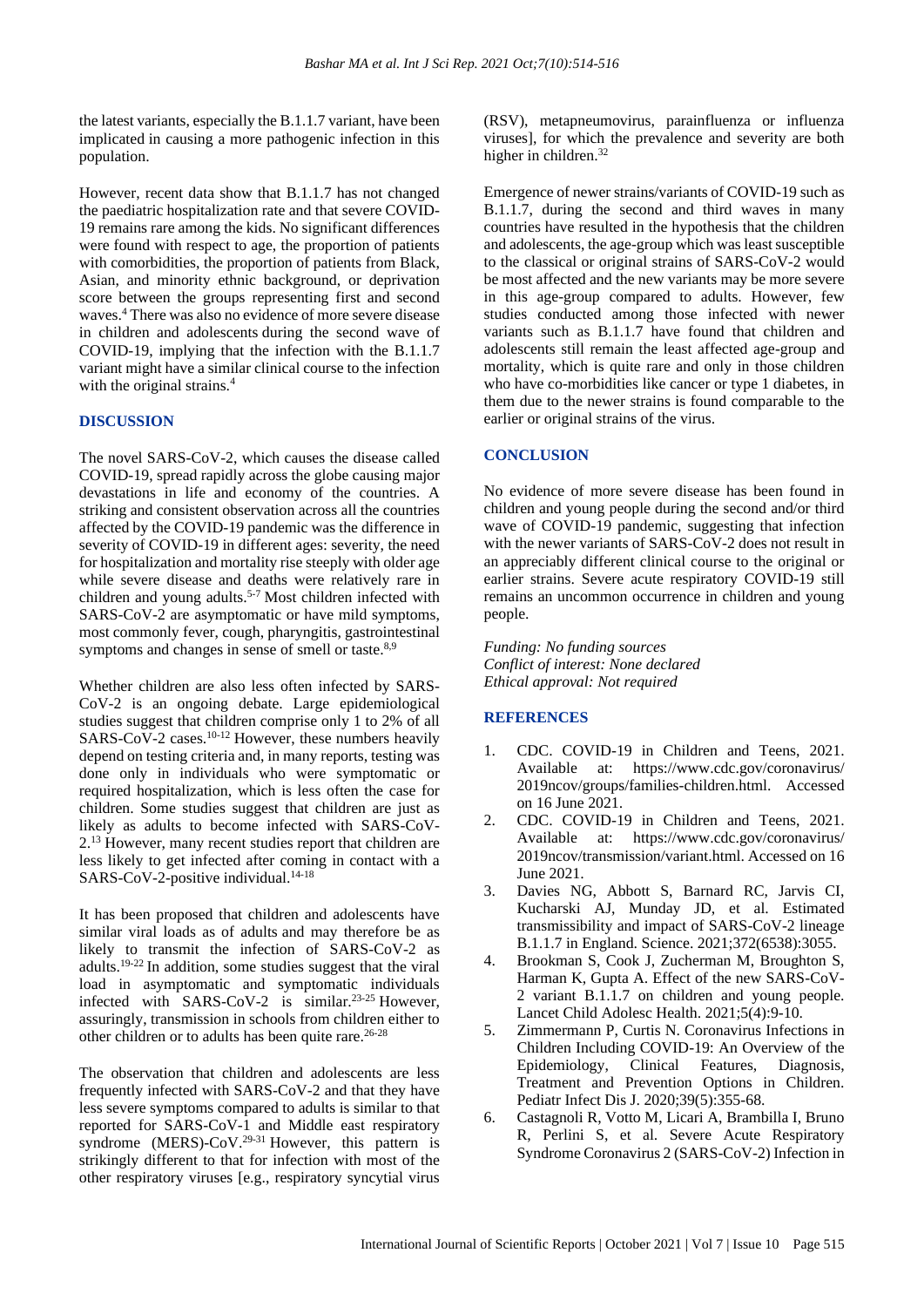the latest variants, especially the B.1.1.7 variant, have been implicated in causing a more pathogenic infection in this population.

However, recent data show that B.1.1.7 has not changed the paediatric hospitalization rate and that severe COVID-19 remains rare among the kids. No significant differences were found with respect to age, the proportion of patients with comorbidities, the proportion of patients from Black, Asian, and minority ethnic background, or deprivation score between the groups representing first and second waves.[4] There was also no evidence of more severe disease in children and adolescents during the second wave of COVID-19, implying that the infection with the B.1.1.7 variant might have a similar clinical course to the infection with the original strains.[4]

## DISCUSSION

The novel SARS-CoV-2, which causes the disease called COVID-19, spread rapidly across the globe causing major devastations in life and economy of the countries. A striking and consistent observation across all the countries affected by the COVID-19 pandemic was the difference in severity of COVID-19 in different ages: severity, the need for hospitalization and mortality rise steeply with older age while severe disease and deaths were relatively rare in children and young adults.[5-7] Most children infected with SARS-CoV-2 are asymptomatic or have mild symptoms, most commonly fever, cough, pharyngitis, gastrointestinal symptoms and changes in sense of smell or taste.[8,9]

Whether children are also less often infected by SARS-CoV-2 is an ongoing debate. Large epidemiological studies suggest that children comprise only 1 to 2% of all SARS-CoV-2 cases.[10-12] However, these numbers heavily depend on testing criteria and, in many reports, testing was done only in individuals who were symptomatic or required hospitalization, which is less often the case for children. Some studies suggest that children are just as likely as adults to become infected with SARS-CoV-2.[13] However, many recent studies report that children are less likely to get infected after coming in contact with a SARS-CoV-2-positive individual.[14-18]

It has been proposed that children and adolescents have similar viral loads as of adults and may therefore be as likely to transmit the infection of SARS-CoV-2 as adults.[19-22] In addition, some studies suggest that the viral load in asymptomatic and symptomatic individuals infected with SARS-CoV-2 is similar.[23-25] However, assuringly, transmission in schools from children either to other children or to adults has been quite rare.[26-28]

The observation that children and adolescents are less frequently infected with SARS-CoV-2 and that they have less severe symptoms compared to adults is similar to that reported for SARS-CoV-1 and Middle east respiratory syndrome (MERS)-CoV.[29-31] However, this pattern is strikingly different to that for infection with most of the other respiratory viruses [e.g., respiratory syncytial virus (RSV), metapneumovirus, parainfluenza or influenza viruses], for which the prevalence and severity are both higher in children.[32]

Emergence of newer strains/variants of COVID-19 such as B.1.1.7, during the second and third waves in many countries have resulted in the hypothesis that the children and adolescents, the age-group which was least susceptible to the classical or original strains of SARS-CoV-2 would be most affected and the new variants may be more severe in this age-group compared to adults. However, few studies conducted among those infected with newer variants such as B.1.1.7 have found that children and adolescents still remain the least affected age-group and mortality, which is quite rare and only in those children who have co-morbidities like cancer or type 1 diabetes, in them due to the newer strains is found comparable to the earlier or original strains of the virus.

## CONCLUSION

No evidence of more severe disease has been found in children and young people during the second and/or third wave of COVID-19 pandemic, suggesting that infection with the newer variants of SARS-CoV-2 does not result in an appreciably different clinical course to the original or earlier strains. Severe acute respiratory COVID-19 still remains an uncommon occurrence in children and young people.

*Funding: No funding sources*
*Conflict of interest: None declared*
*Ethical approval: Not required*

## REFERENCES

1. CDC. COVID-19 in Children and Teens, 2021. Available at: https://www.cdc.gov/coronavirus/2019ncov/groups/families-children.html. Accessed on 16 June 2021.
2. CDC. COVID-19 in Children and Teens, 2021. Available at: https://www.cdc.gov/coronavirus/2019ncov/transmission/variant.html. Accessed on 16 June 2021.
3. Davies NG, Abbott S, Barnard RC, Jarvis CI, Kucharski AJ, Munday JD, et al. Estimated transmissibility and impact of SARS-CoV-2 lineage B.1.1.7 in England. Science. 2021;372(6538):3055.
4. Brookman S, Cook J, Zucherman M, Broughton S, Harman K, Gupta A. Effect of the new SARS-CoV-2 variant B.1.1.7 on children and young people. Lancet Child Adolesc Health. 2021;5(4):9-10.
5. Zimmermann P, Curtis N. Coronavirus Infections in Children Including COVID-19: An Overview of the Epidemiology, Clinical Features, Diagnosis, Treatment and Prevention Options in Children. Pediatr Infect Dis J. 2020;39(5):355-68.
6. Castagnoli R, Votto M, Licari A, Brambilla I, Bruno R, Perlini S, et al. Severe Acute Respiratory Syndrome Coronavirus 2 (SARS-CoV-2) Infection in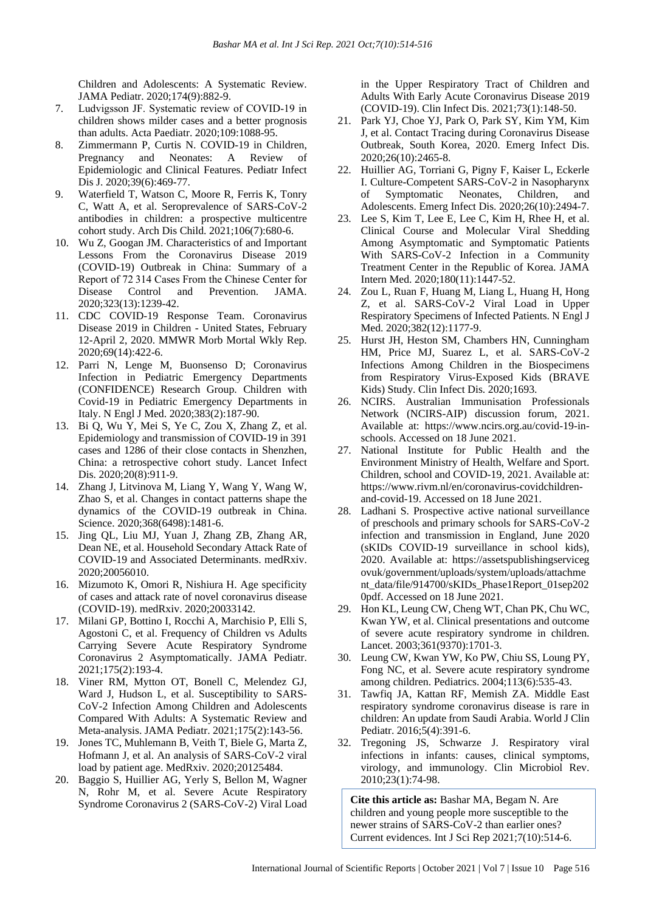Children and Adolescents: A Systematic Review. JAMA Pediatr. 2020;174(9):882-9.

7. Ludvigsson JF. Systematic review of COVID-19 in children shows milder cases and a better prognosis than adults. Acta Paediatr. 2020;109:1088-95.
8. Zimmermann P, Curtis N. COVID-19 in Children, Pregnancy and Neonates: A Review of Epidemiologic and Clinical Features. Pediatr Infect Dis J. 2020;39(6):469-77.
9. Waterfield T, Watson C, Moore R, Ferris K, Tonry C, Watt A, et al. Seroprevalence of SARS-CoV-2 antibodies in children: a prospective multicentre cohort study. Arch Dis Child. 2021;106(7):680-6.
10. Wu Z, Googan JM. Characteristics of and Important Lessons From the Coronavirus Disease 2019 (COVID-19) Outbreak in China: Summary of a Report of 72 314 Cases From the Chinese Center for Disease Control and Prevention. JAMA. 2020;323(13):1239-42.
11. CDC COVID-19 Response Team. Coronavirus Disease 2019 in Children - United States, February 12-April 2, 2020. MMWR Morb Mortal Wkly Rep. 2020;69(14):422-6.
12. Parri N, Lenge M, Buonsenso D; Coronavirus Infection in Pediatric Emergency Departments (CONFIDENCE) Research Group. Children with Covid-19 in Pediatric Emergency Departments in Italy. N Engl J Med. 2020;383(2):187-90.
13. Bi Q, Wu Y, Mei S, Ye C, Zou X, Zhang Z, et al. Epidemiology and transmission of COVID-19 in 391 cases and 1286 of their close contacts in Shenzhen, China: a retrospective cohort study. Lancet Infect Dis. 2020;20(8):911-9.
14. Zhang J, Litvinova M, Liang Y, Wang Y, Wang W, Zhao S, et al. Changes in contact patterns shape the dynamics of the COVID-19 outbreak in China. Science. 2020;368(6498):1481-6.
15. Jing QL, Liu MJ, Yuan J, Zhang ZB, Zhang AR, Dean NE, et al. Household Secondary Attack Rate of COVID-19 and Associated Determinants. medRxiv. 2020;20056010.
16. Mizumoto K, Omori R, Nishiura H. Age specificity of cases and attack rate of novel coronavirus disease (COVID-19). medRxiv. 2020;20033142.
17. Milani GP, Bottino I, Rocchi A, Marchisio P, Elli S, Agostoni C, et al. Frequency of Children vs Adults Carrying Severe Acute Respiratory Syndrome Coronavirus 2 Asymptomatically. JAMA Pediatr. 2021;175(2):193-4.
18. Viner RM, Mytton OT, Bonell C, Melendez GJ, Ward J, Hudson L, et al. Susceptibility to SARS-CoV-2 Infection Among Children and Adolescents Compared With Adults: A Systematic Review and Meta-analysis. JAMA Pediatr. 2021;175(2):143-56.
19. Jones TC, Muhlemann B, Veith T, Biele G, Marta Z, Hofmann J, et al. An analysis of SARS-CoV-2 viral load by patient age. MedRxiv. 2020;20125484.
20. Baggio S, Huillier AG, Yerly S, Bellon M, Wagner N, Rohr M, et al. Severe Acute Respiratory Syndrome Coronavirus 2 (SARS-CoV-2) Viral Load in the Upper Respiratory Tract of Children and Adults With Early Acute Coronavirus Disease 2019 (COVID-19). Clin Infect Dis. 2021;73(1):148-50.
21. Park YJ, Choe YJ, Park O, Park SY, Kim YM, Kim J, et al. Contact Tracing during Coronavirus Disease Outbreak, South Korea, 2020. Emerg Infect Dis. 2020;26(10):2465-8.
22. Huillier AG, Torriani G, Pigny F, Kaiser L, Eckerle I. Culture-Competent SARS-CoV-2 in Nasopharynx of Symptomatic Neonates, Children, and Adolescents. Emerg Infect Dis. 2020;26(10):2494-7.
23. Lee S, Kim T, Lee E, Lee C, Kim H, Rhee H, et al. Clinical Course and Molecular Viral Shedding Among Asymptomatic and Symptomatic Patients With SARS-CoV-2 Infection in a Community Treatment Center in the Republic of Korea. JAMA Intern Med. 2020;180(11):1447-52.
24. Zou L, Ruan F, Huang M, Liang L, Huang H, Hong Z, et al. SARS-CoV-2 Viral Load in Upper Respiratory Specimens of Infected Patients. N Engl J Med. 2020;382(12):1177-9.
25. Hurst JH, Heston SM, Chambers HN, Cunningham HM, Price MJ, Suarez L, et al. SARS-CoV-2 Infections Among Children in the Biospecimens from Respiratory Virus-Exposed Kids (BRAVE Kids) Study. Clin Infect Dis. 2020;1693.
26. NCIRS. Australian Immunisation Professionals Network (NCIRS-AIP) discussion forum, 2021. Available at: https://www.ncirs.org.au/covid-19-in-schools. Accessed on 18 June 2021.
27. National Institute for Public Health and the Environment Ministry of Health, Welfare and Sport. Children, school and COVID-19, 2021. Available at: https://www.rivm.nl/en/coronavirus-covidchildren-and-covid-19. Accessed on 18 June 2021.
28. Ladhani S. Prospective active national surveillance of preschools and primary schools for SARS-CoV-2 infection and transmission in England, June 2020 (sKIDs COVID-19 surveillance in school kids), 2020. Available at: https://assetspublishingservicegovuk/government/uploads/system/uploads/attachment_data/file/914700/sKIDs_Phase1Report_01sep2020pdf. Accessed on 18 June 2021.
29. Hon KL, Leung CW, Cheng WT, Chan PK, Chu WC, Kwan YW, et al. Clinical presentations and outcome of severe acute respiratory syndrome in children. Lancet. 2003;361(9370):1701-3.
30. Leung CW, Kwan YW, Ko PW, Chiu SS, Loung PY, Fong NC, et al. Severe acute respiratory syndrome among children. Pediatrics. 2004;113(6):535-43.
31. Tawfiq JA, Kattan RF, Memish ZA. Middle East respiratory syndrome coronavirus disease is rare in children: An update from Saudi Arabia. World J Clin Pediatr. 2016;5(4):391-6.
32. Tregoning JS, Schwarze J. Respiratory viral infections in infants: causes, clinical symptoms, virology, and immunology. Clin Microbiol Rev. 2010;23(1):74-98.

**Cite this article as:** Bashar MA, Begam N. Are children and young people more susceptible to the newer strains of SARS-CoV-2 than earlier ones? Current evidences. Int J Sci Rep 2021;7(10):514-6.